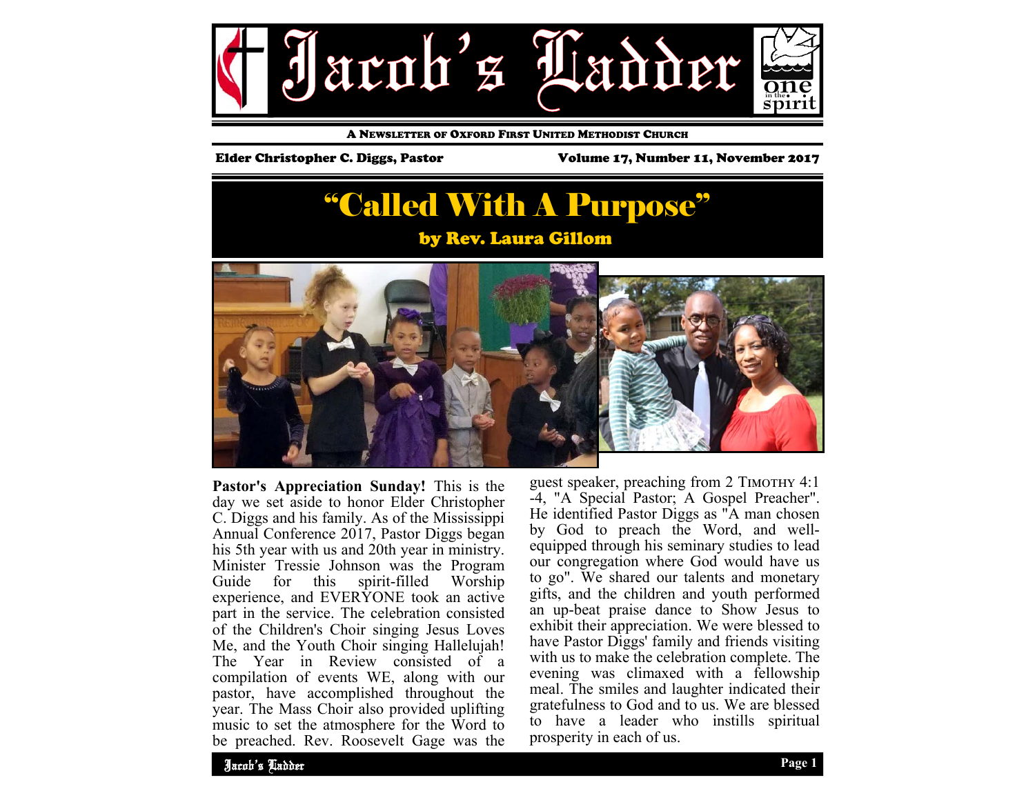# Jacob's Ladder

A Newsletter of Oxford First United Methodist Church

Elder Christopher C. Diggs, Pastor

Volume 17, Number 11, November 2017

## "Called With A Purpose"

### by Rev. Laura Gillom

**Pastor's Appreciation Sunday!** This is the day we set aside to honor Elder Christopher C. Diggs and his family. As of the Mississippi Annual Conference 2017, Pastor Diggs began his 5th year with us and 20th year in ministry. Minister Tressie Johnson was the Program Guide for this spirit-filled Worship experience, and EVERYONE took an active part in the service. The celebration consisted of the Children's Choir singing Jesus Loves Me, and the Youth Choir singing Hallelujah! The Year in Review consisted of a compilation of events WE, along with our pastor, have accomplished throughout the year. The Mass Choir also provided uplifting music to set the atmosphere for the Word to be preached. Rev. Roosevelt Gage was the guest speaker, preaching from 2 Timothy 4:1-4, "A Special Pastor; A Gospel Preacher". He identified Pastor Diggs as "A man chosen by God to preach the Word, and well-equipped through his seminary studies to lead our congregation where God would have us to go". We shared our talents and monetary gifts, and the children and youth performed an up-beat praise dance to Show Jesus to exhibit their appreciation. We were blessed to have Pastor Diggs' family and friends visiting with us to make the celebration complete. The evening was climaxed with a fellowship meal. The smiles and laughter indicated their gratefulness to God and to us. We are blessed to have a leader who instills spiritual prosperity in each of us.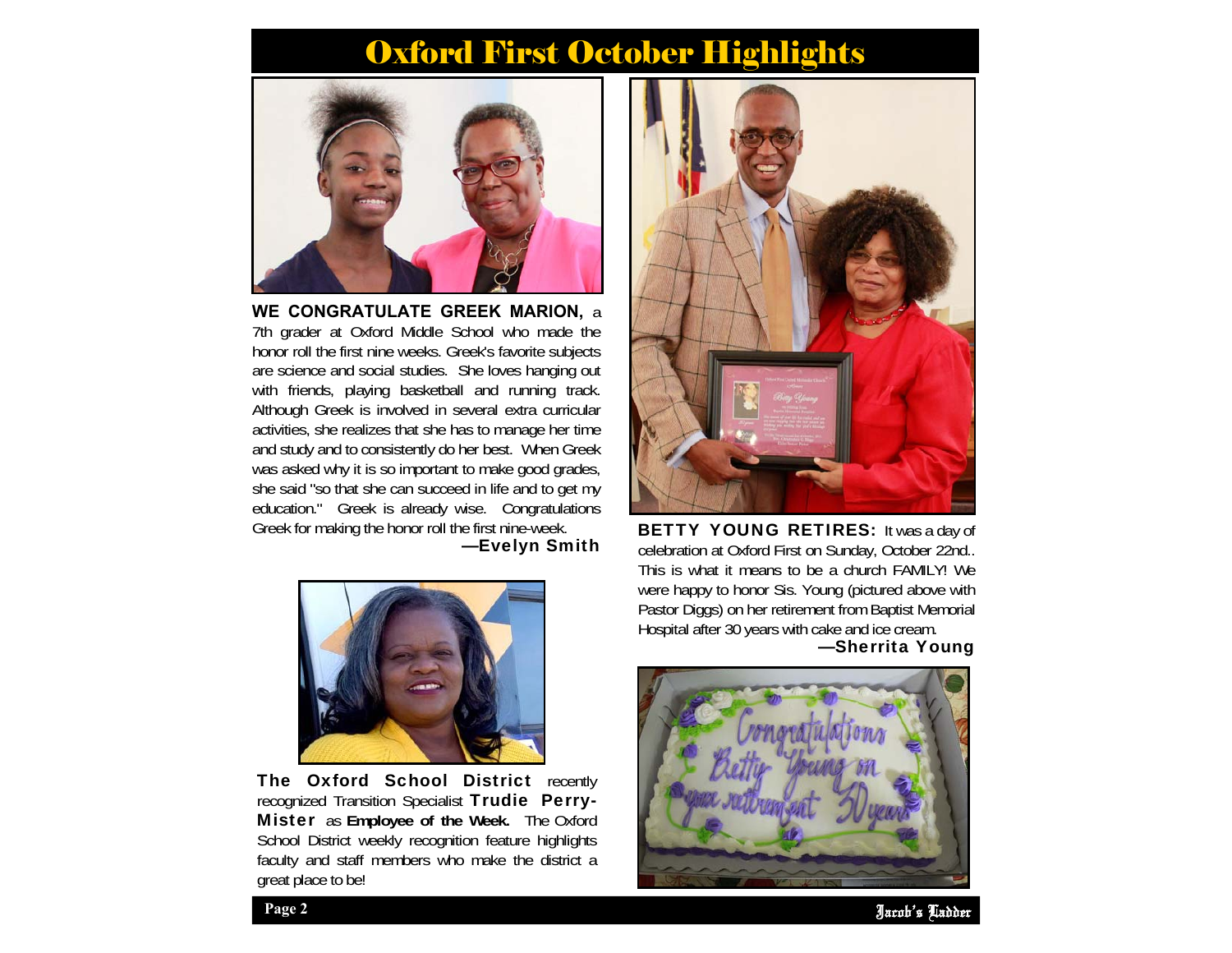# Oxford First October Highlights

**WE CONGRATULATE GREEK MARION,** a 7th grader at Oxford Middle School who made the honor roll the first nine weeks. Greek's favorite subjects are science and social studies. She loves hanging out with friends, playing basketball and running track. Although Greek is involved in several extra curricular activities, she realizes that she has to manage her time and study and to consistently do her best. When Greek was asked why it is so important to make good grades, she said "so that she can succeed in life and to get my education." Greek is already wise. Congratulations Greek for making the honor roll the first nine-week.

**—Evelyn Smith**

**The Oxford School District** recently recognized Transition Specialist **Trudie Perry-Mister** as **Employee of the Week.** The Oxford School District weekly recognition feature highlights faculty and staff members who make the district a great place to be!

**BETTY YOUNG RETIRES:** It was a day of celebration at Oxford First on Sunday, October 22nd.. This is what it means to be a church FAMILY! We were happy to honor Sis. Young (pictured above with Pastor Diggs) on her retirement from Baptist Memorial Hospital after 30 years with cake and ice cream.

**—Sherrita Young**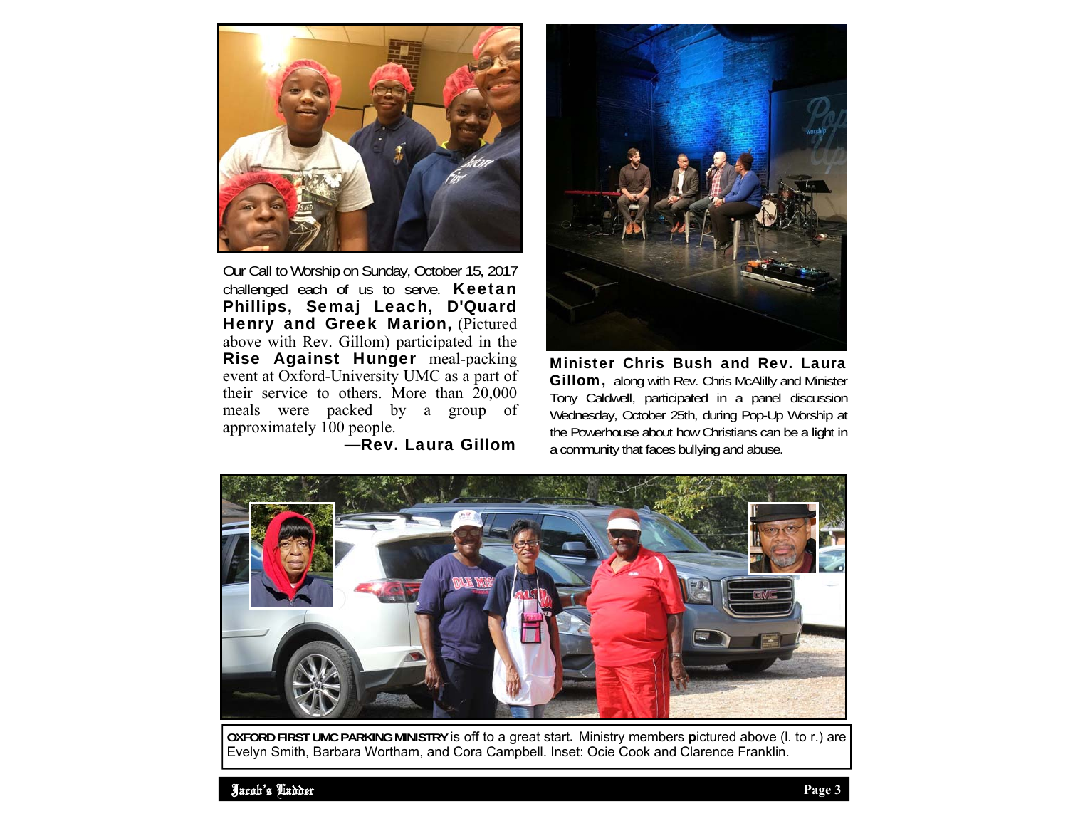Our Call to Worship on Sunday, October 15, 2017 challenged each of us to serve. **Keetan Phillips, Semaj Leach, D'Quard Henry and Greek Marion,** (Pictured above with Rev. Gillom) participated in the **Rise Against Hunger** meal-packing event at Oxford-University UMC as a part of their service to others. More than 20,000 meals were packed by a group of approximately 100 people.

**—Rev. Laura Gillom**

**Minister Chris Bush and Rev. Laura Gillom,** along with Rev. Chris McAlilly and Minister Tony Caldwell, participated in a panel discussion Wednesday, October 25th, during Pop-Up Worship at the Powerhouse about how Christians can be a light in a community that faces bullying and abuse.

**OXFORD FIRST UMC PARKING MINISTRY** is off to a great start. Ministry members pictured above (l. to r.) are Evelyn Smith, Barbara Wortham, and Cora Campbell. Inset: Ocie Cook and Clarence Franklin.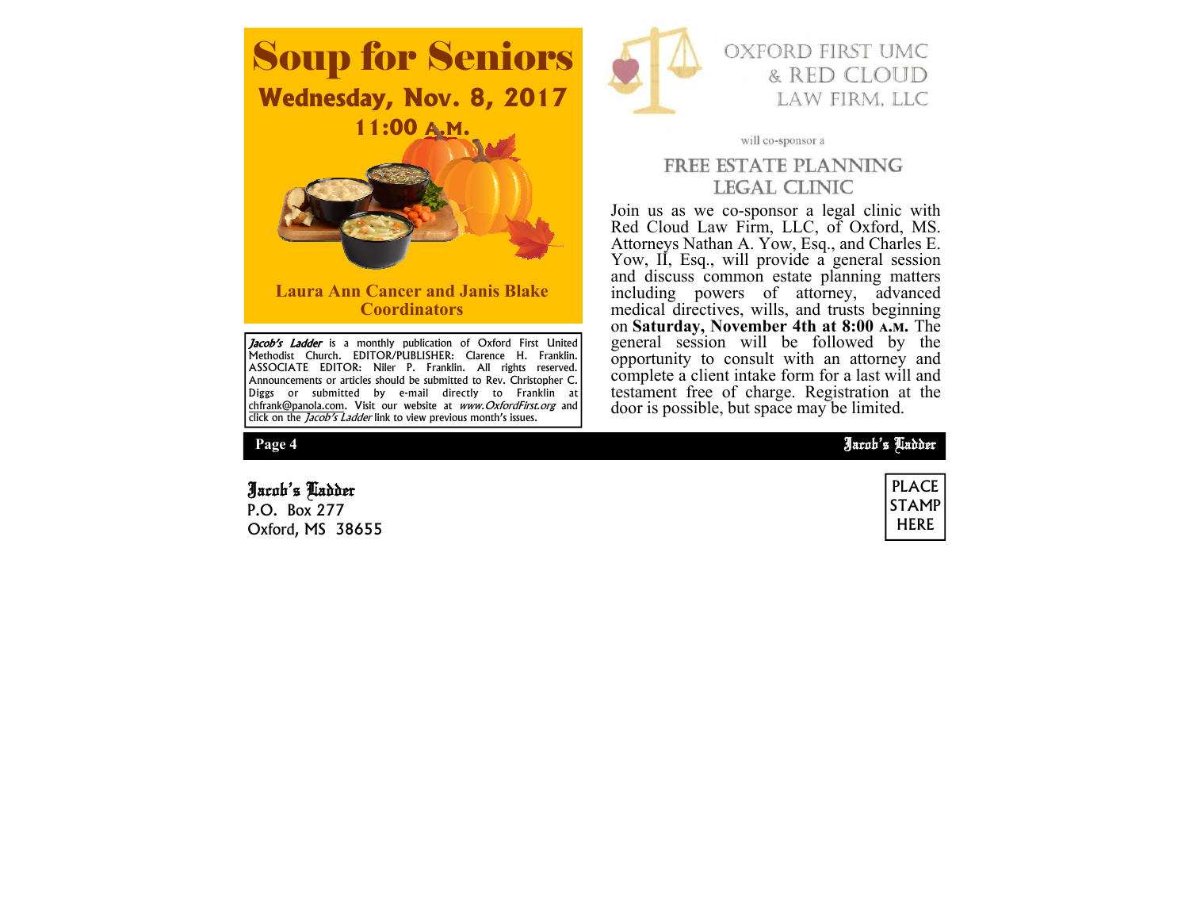# Soup for Seniors

## Wednesday, Nov. 8, 2017

## 11:00 A.M.

**Laura Ann Cancer and Janis Blake Coordinators**

*Jacob's Ladder* is a monthly publication of Oxford First United Methodist Church. EDITOR/PUBLISHER: Clarence H. Franklin. ASSOCIATE EDITOR: Niler P. Franklin. All rights reserved. Announcements or articles should be submitted to Rev. Christopher C. Diggs or submitted by e-mail directly to Franklin at chfrank@panola.com. Visit our website at *www.OxfordFirst.org* and click on the *Jacob's Ladder* link to view previous month's issues.

OXFORD FIRST UMC & RED CLOUD LAW FIRM, LLC

will co-sponsor a

## FREE ESTATE PLANNING LEGAL CLINIC

Join us as we co-sponsor a legal clinic with Red Cloud Law Firm, LLC, of Oxford, MS. Attorneys Nathan A. Yow, Esq., and Charles E. Yow, II, Esq., will provide a general session and discuss common estate planning matters including powers of attorney, advanced medical directives, wills, and trusts beginning on **Saturday, November 4th at 8:00 A.M.** The general session will be followed by the opportunity to consult with an attorney and complete a client intake form for a last will and testament free of charge. Registration at the door is possible, but space may be limited.

Jacob's Ladder
P.O. Box 277
Oxford, MS 38655

PLACE STAMP HERE